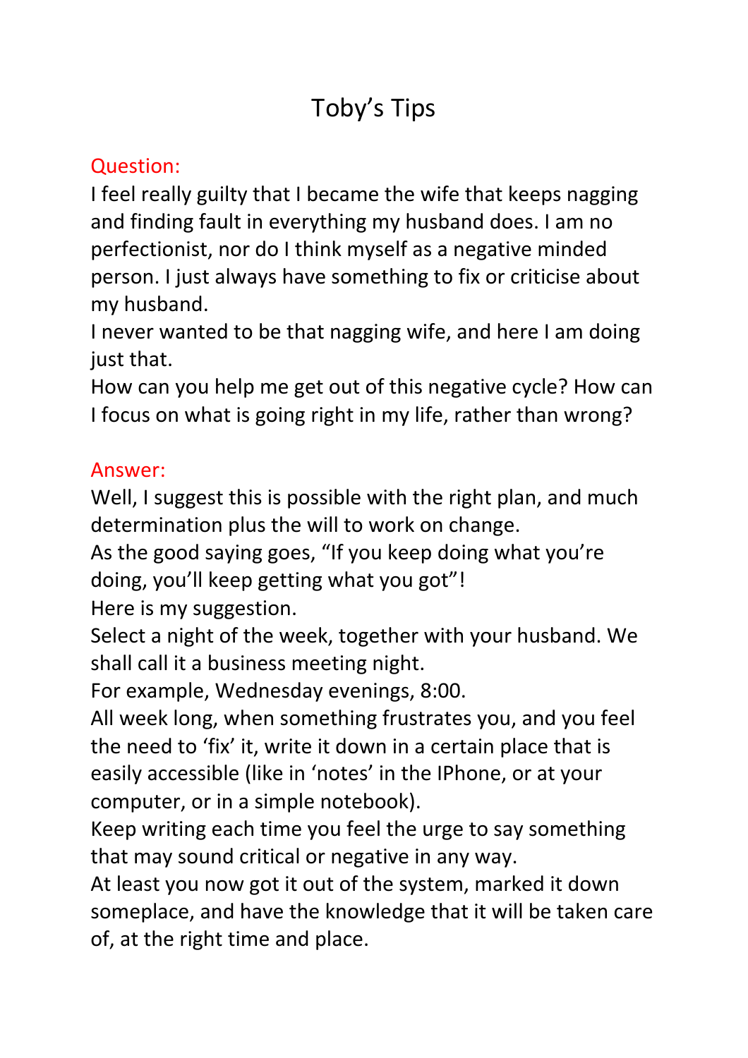# Toby's Tips

## Question:

I feel really guilty that I became the wife that keeps nagging and finding fault in everything my husband does. I am no perfectionist, nor do I think myself as a negative minded person. I just always have something to fix or criticise about my husband.
I never wanted to be that nagging wife, and here I am doing just that.
How can you help me get out of this negative cycle? How can I focus on what is going right in my life, rather than wrong?

## Answer:

Well, I suggest this is possible with the right plan, and much determination plus the will to work on change.
As the good saying goes, "If you keep doing what you're doing, you'll keep getting what you got"!
Here is my suggestion.
Select a night of the week, together with your husband. We shall call it a business meeting night.
For example, Wednesday evenings, 8:00.
All week long, when something frustrates you, and you feel the need to 'fix' it, write it down in a certain place that is easily accessible (like in 'notes' in the IPhone, or at your computer, or in a simple notebook).
Keep writing each time you feel the urge to say something that may sound critical or negative in any way.
At least you now got it out of the system, marked it down someplace, and have the knowledge that it will be taken care of, at the right time and place.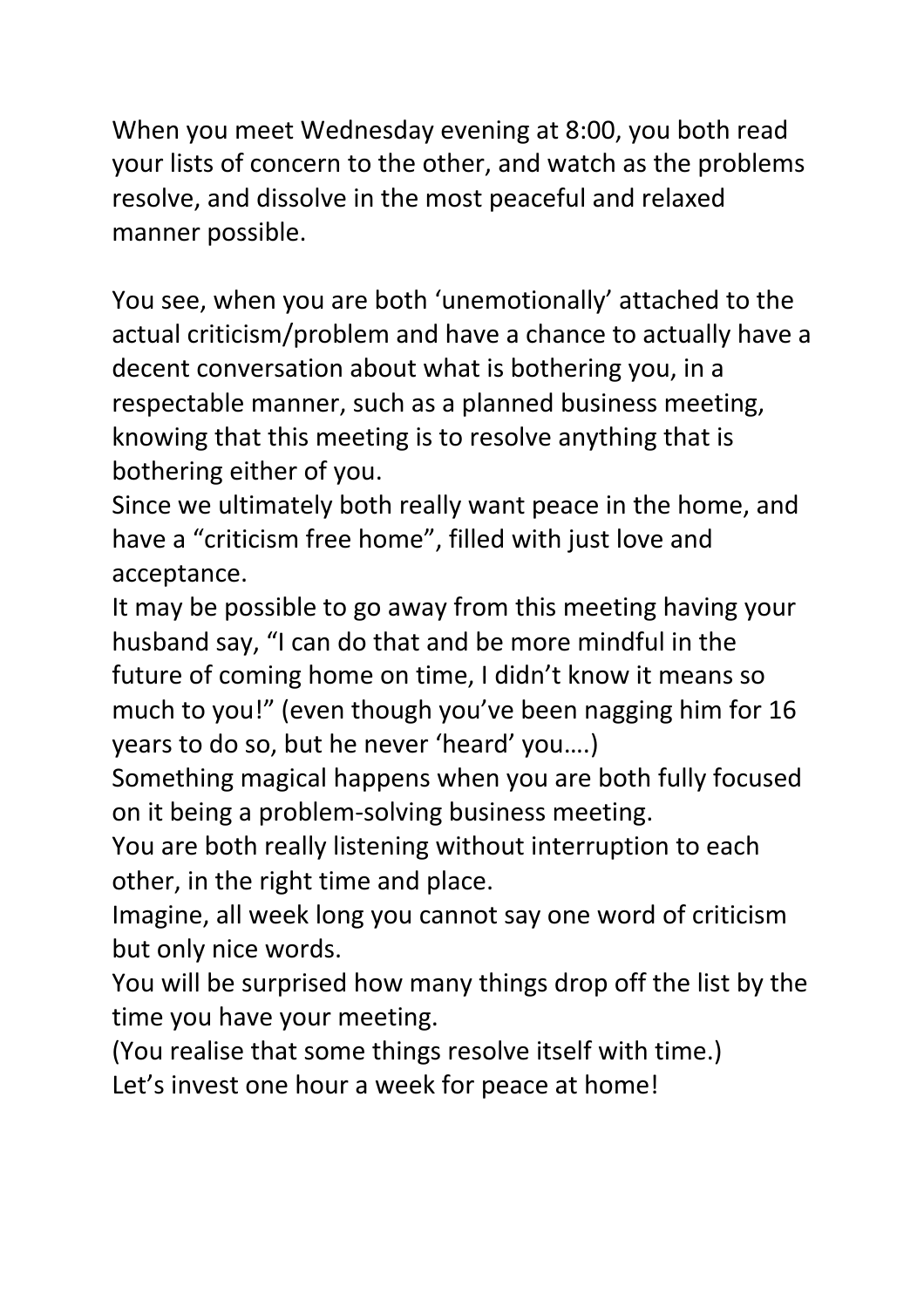When you meet Wednesday evening at 8:00, you both read your lists of concern to the other, and watch as the problems resolve, and dissolve in the most peaceful and relaxed manner possible.

You see, when you are both 'unemotionally' attached to the actual criticism/problem and have a chance to actually have a decent conversation about what is bothering you, in a respectable manner, such as a planned business meeting, knowing that this meeting is to resolve anything that is bothering either of you.
Since we ultimately both really want peace in the home, and have a "criticism free home", filled with just love and acceptance.
It may be possible to go away from this meeting having your husband say, "I can do that and be more mindful in the future of coming home on time, I didn't know it means so much to you!" (even though you've been nagging him for 16 years to do so, but he never 'heard' you….)
Something magical happens when you are both fully focused on it being a problem-solving business meeting.
You are both really listening without interruption to each other, in the right time and place.
Imagine, all week long you cannot say one word of criticism but only nice words.
You will be surprised how many things drop off the list by the time you have your meeting.
(You realise that some things resolve itself with time.)
Let's invest one hour a week for peace at home!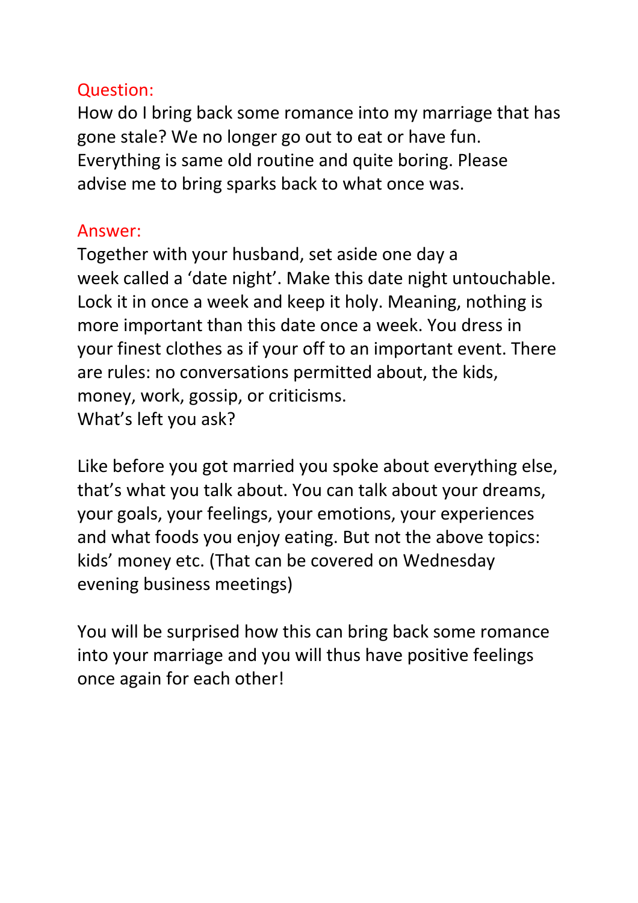Question:

How do I bring back some romance into my marriage that has gone stale? We no longer go out to eat or have fun. Everything is same old routine and quite boring. Please advise me to bring sparks back to what once was.

Answer:

Together with your husband, set aside one day a week called a 'date night'. Make this date night untouchable. Lock it in once a week and keep it holy. Meaning, nothing is more important than this date once a week. You dress in your finest clothes as if your off to an important event. There are rules: no conversations permitted about, the kids, money, work, gossip, or criticisms.
What's left you ask?

Like before you got married you spoke about everything else, that's what you talk about. You can talk about your dreams, your goals, your feelings, your emotions, your experiences and what foods you enjoy eating. But not the above topics: kids' money etc. (That can be covered on Wednesday evening business meetings)

You will be surprised how this can bring back some romance into your marriage and you will thus have positive feelings once again for each other!